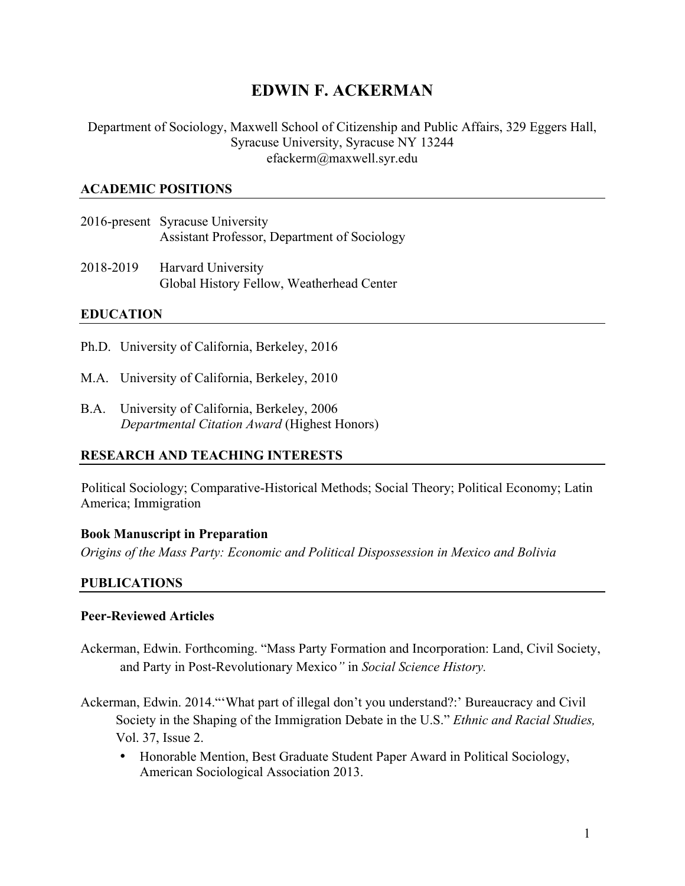# EDWIN F. ACKERMAN

Department of Sociology, Maxwell School of Citizenship and Public Affairs, 329 Eggers Hall, Syracuse University, Syracuse NY 13244
efackerm@maxwell.syr.edu

## ACADEMIC POSITIONS

2016-present Syracuse University
Assistant Professor, Department of Sociology

2018-2019 Harvard University
Global History Fellow, Weatherhead Center

## EDUCATION

Ph.D. University of California, Berkeley, 2016

M.A. University of California, Berkeley, 2010

B.A. University of California, Berkeley, 2006
*Departmental Citation Award* (Highest Honors)

## RESEARCH AND TEACHING INTERESTS

Political Sociology; Comparative-Historical Methods; Social Theory; Political Economy; Latin America; Immigration

### Book Manuscript in Preparation

*Origins of the Mass Party: Economic and Political Dispossession in Mexico and Bolivia*

## PUBLICATIONS

### Peer-Reviewed Articles

Ackerman, Edwin. Forthcoming. "Mass Party Formation and Incorporation: Land, Civil Society, and Party in Post-Revolutionary Mexico*"* in *Social Science History.*

Ackerman, Edwin. 2014."'What part of illegal don't you understand?:' Bureaucracy and Civil Society in the Shaping of the Immigration Debate in the U.S." *Ethnic and Racial Studies,* Vol. 37, Issue 2.

- Honorable Mention, Best Graduate Student Paper Award in Political Sociology, American Sociological Association 2013.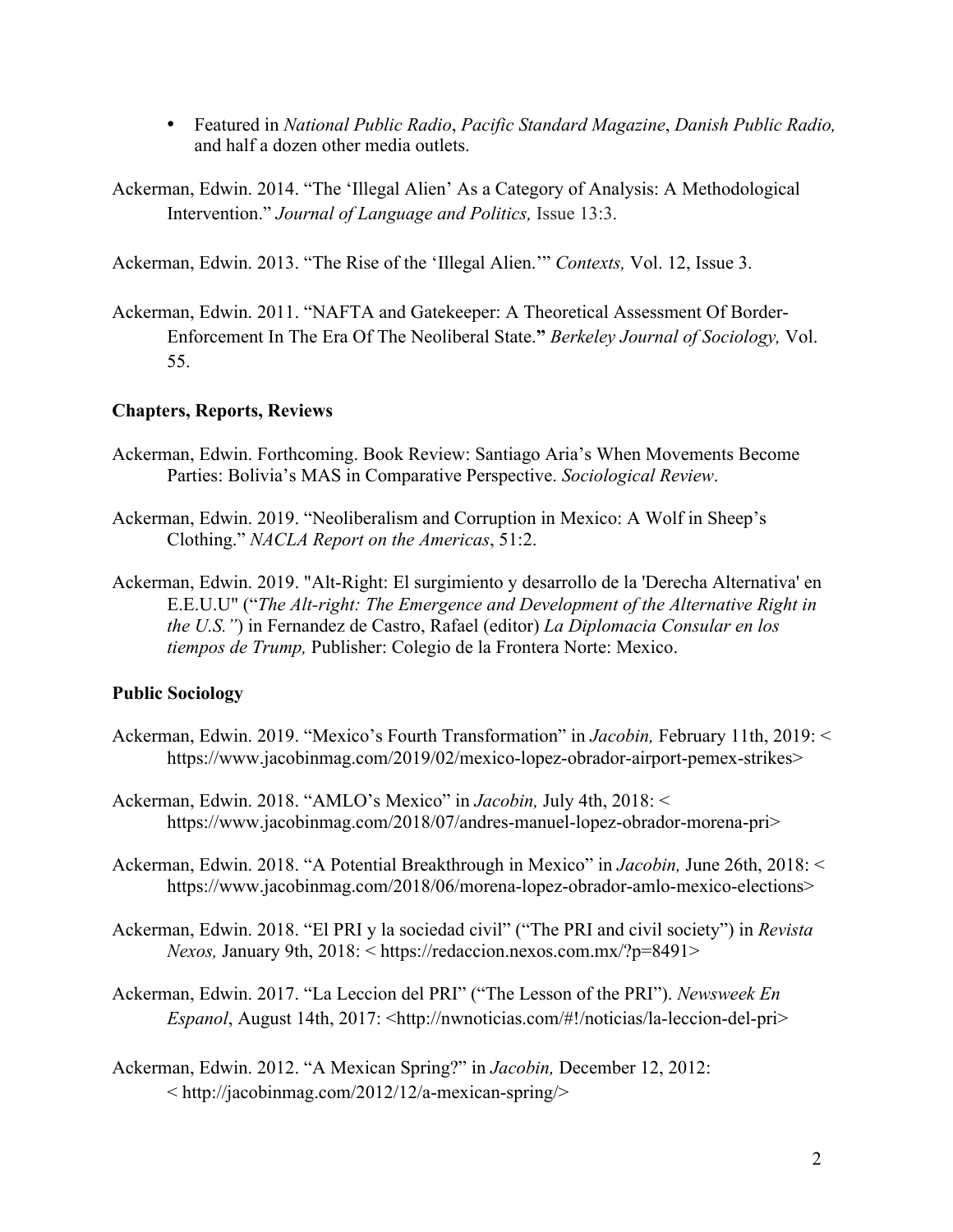- Featured in *National Public Radio*, *Pacific Standard Magazine*, *Danish Public Radio,* and half a dozen other media outlets.

Ackerman, Edwin. 2014. "The 'Illegal Alien' As a Category of Analysis: A Methodological Intervention." *Journal of Language and Politics,* Issue 13:3.

Ackerman, Edwin. 2013. "The Rise of the 'Illegal Alien.'" *Contexts,* Vol. 12, Issue 3.

Ackerman, Edwin. 2011. "NAFTA and Gatekeeper: A Theoretical Assessment Of Border-Enforcement In The Era Of The Neoliberal State.**"** *Berkeley Journal of Sociology,* Vol. 55.

**Chapters, Reports, Reviews**

Ackerman, Edwin. Forthcoming. Book Review: Santiago Aria's When Movements Become Parties: Bolivia's MAS in Comparative Perspective. *Sociological Review*.

Ackerman, Edwin. 2019. "Neoliberalism and Corruption in Mexico: A Wolf in Sheep's Clothing." *NACLA Report on the Americas*, 51:2.

Ackerman, Edwin. 2019. "Alt-Right: El surgimiento y desarrollo de la 'Derecha Alternativa' en E.E.U.U" ("*The Alt-right: The Emergence and Development of the Alternative Right in the U.S."*) in Fernandez de Castro, Rafael (editor) *La Diplomacia Consular en los tiempos de Trump,* Publisher: Colegio de la Frontera Norte: Mexico.

**Public Sociology**

Ackerman, Edwin. 2019. "Mexico's Fourth Transformation" in *Jacobin,* February 11th, 2019: < https://www.jacobinmag.com/2019/02/mexico-lopez-obrador-airport-pemex-strikes>

Ackerman, Edwin. 2018. "AMLO's Mexico" in *Jacobin,* July 4th, 2018: < https://www.jacobinmag.com/2018/07/andres-manuel-lopez-obrador-morena-pri>

Ackerman, Edwin. 2018. "A Potential Breakthrough in Mexico" in *Jacobin,* June 26th, 2018: < https://www.jacobinmag.com/2018/06/morena-lopez-obrador-amlo-mexico-elections>

Ackerman, Edwin. 2018. "El PRI y la sociedad civil" ("The PRI and civil society") in *Revista Nexos,* January 9th, 2018: < https://redaccion.nexos.com.mx/?p=8491>

Ackerman, Edwin. 2017. "La Leccion del PRI" ("The Lesson of the PRI"). *Newsweek En Espanol*, August 14th, 2017: <http://nwnoticias.com/#!/noticias/la-leccion-del-pri>

Ackerman, Edwin. 2012. "A Mexican Spring?" in *Jacobin,* December 12, 2012: < http://jacobinmag.com/2012/12/a-mexican-spring/>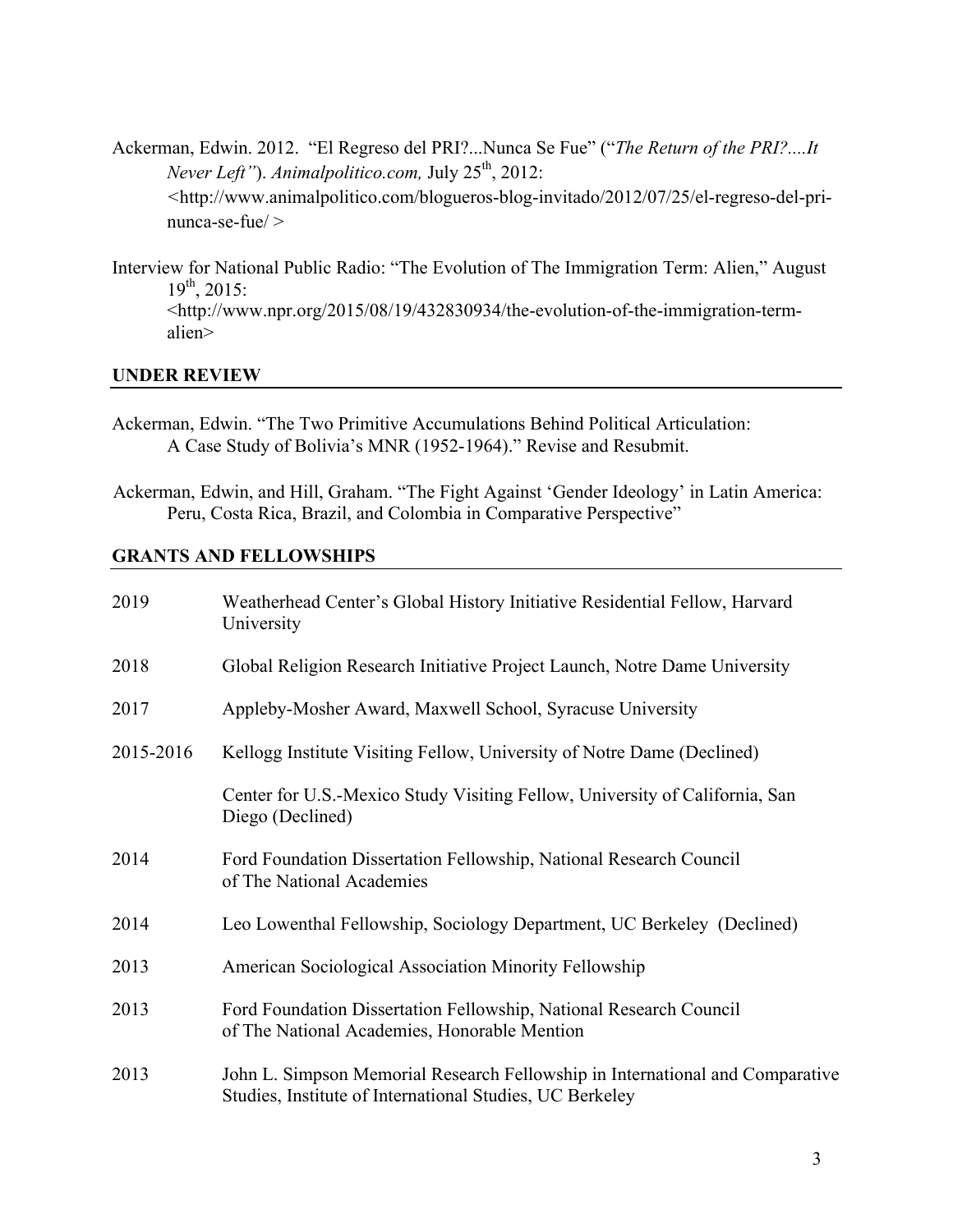Ackerman, Edwin. 2012. "El Regreso del PRI?...Nunca Se Fue" ("*The Return of the PRI?....It Never Left"*). *Animalpolitico.com,* July 25th, 2012: <http://www.animalpolitico.com/blogueros-blog-invitado/2012/07/25/el-regreso-del-pri-nunca-se-fue/ >

Interview for National Public Radio: "The Evolution of The Immigration Term: Alien," August 19th, 2015: <http://www.npr.org/2015/08/19/432830934/the-evolution-of-the-immigration-term-alien>

## UNDER REVIEW

Ackerman, Edwin. "The Two Primitive Accumulations Behind Political Articulation: A Case Study of Bolivia's MNR (1952-1964)." Revise and Resubmit.

Ackerman, Edwin, and Hill, Graham. "The Fight Against 'Gender Ideology' in Latin America: Peru, Costa Rica, Brazil, and Colombia in Comparative Perspective"

## GRANTS AND FELLOWSHIPS

| | |
|---|---|
| 2019 | Weatherhead Center's Global History Initiative Residential Fellow, Harvard University |
| 2018 | Global Religion Research Initiative Project Launch, Notre Dame University |
| 2017 | Appleby-Mosher Award, Maxwell School, Syracuse University |
| 2015-2016 | Kellogg Institute Visiting Fellow, University of Notre Dame (Declined) |
| | Center for U.S.-Mexico Study Visiting Fellow, University of California, San Diego (Declined) |
| 2014 | Ford Foundation Dissertation Fellowship, National Research Council of The National Academies |
| 2014 | Leo Lowenthal Fellowship, Sociology Department, UC Berkeley (Declined) |
| 2013 | American Sociological Association Minority Fellowship |
| 2013 | Ford Foundation Dissertation Fellowship, National Research Council of The National Academies, Honorable Mention |
| 2013 | John L. Simpson Memorial Research Fellowship in International and Comparative Studies, Institute of International Studies, UC Berkeley |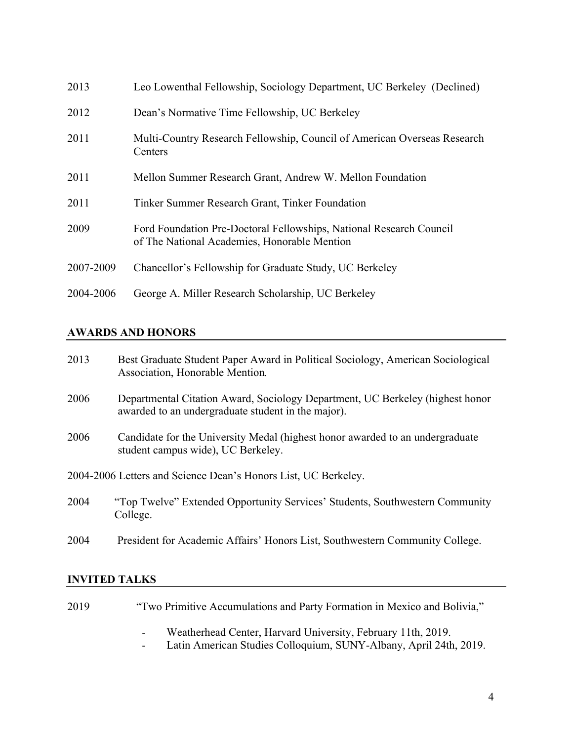2013 Leo Lowenthal Fellowship, Sociology Department, UC Berkeley (Declined)

2012 Dean's Normative Time Fellowship, UC Berkeley

2011 Multi-Country Research Fellowship, Council of American Overseas Research Centers

2011 Mellon Summer Research Grant, Andrew W. Mellon Foundation

2011 Tinker Summer Research Grant, Tinker Foundation

2009 Ford Foundation Pre-Doctoral Fellowships, National Research Council of The National Academies, Honorable Mention

2007-2009 Chancellor's Fellowship for Graduate Study, UC Berkeley

2004-2006 George A. Miller Research Scholarship, UC Berkeley

## AWARDS AND HONORS

2013 Best Graduate Student Paper Award in Political Sociology, American Sociological Association, Honorable Mention*.*

2006 Departmental Citation Award, Sociology Department, UC Berkeley (highest honor awarded to an undergraduate student in the major).

2006 Candidate for the University Medal (highest honor awarded to an undergraduate student campus wide), UC Berkeley.

2004-2006 Letters and Science Dean's Honors List, UC Berkeley.

2004 "Top Twelve" Extended Opportunity Services' Students, Southwestern Community College.

2004 President for Academic Affairs' Honors List, Southwestern Community College.

## INVITED TALKS

2019 "Two Primitive Accumulations and Party Formation in Mexico and Bolivia,"

- Weatherhead Center, Harvard University, February 11th, 2019.
- Latin American Studies Colloquium, SUNY-Albany, April 24th, 2019.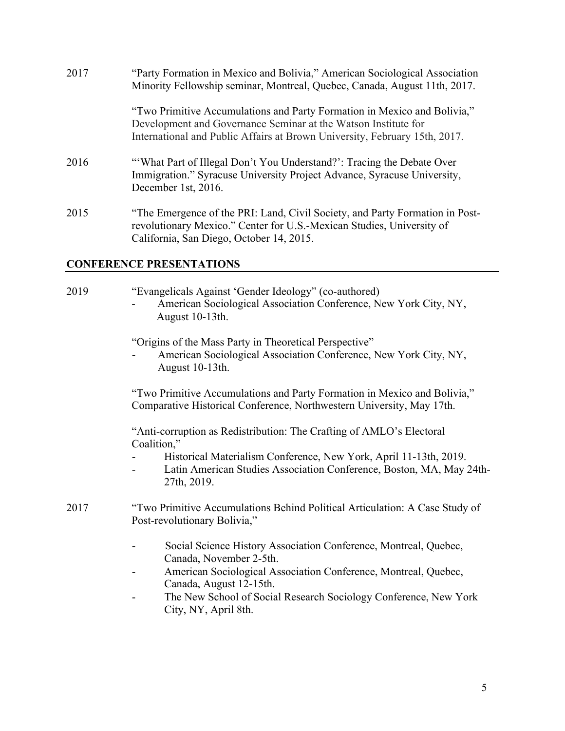2017 "Party Formation in Mexico and Bolivia," American Sociological Association Minority Fellowship seminar, Montreal, Quebec, Canada, August 11th, 2017.

"Two Primitive Accumulations and Party Formation in Mexico and Bolivia," Development and Governance Seminar at the Watson Institute for International and Public Affairs at Brown University, February 15th, 2017.

2016 "'What Part of Illegal Don't You Understand?': Tracing the Debate Over Immigration." Syracuse University Project Advance, Syracuse University, December 1st, 2016.

2015 "The Emergence of the PRI: Land, Civil Society, and Party Formation in Post-revolutionary Mexico." Center for U.S.-Mexican Studies, University of California, San Diego, October 14, 2015.

## CONFERENCE PRESENTATIONS

2019 "Evangelicals Against 'Gender Ideology" (co-authored)

- American Sociological Association Conference, New York City, NY, August 10-13th.

"Origins of the Mass Party in Theoretical Perspective"

- American Sociological Association Conference, New York City, NY, August 10-13th.

"Two Primitive Accumulations and Party Formation in Mexico and Bolivia," Comparative Historical Conference, Northwestern University, May 17th.

"Anti-corruption as Redistribution: The Crafting of AMLO's Electoral Coalition,"

- Historical Materialism Conference, New York, April 11-13th, 2019.
- Latin American Studies Association Conference, Boston, MA, May 24th-27th, 2019.

2017 "Two Primitive Accumulations Behind Political Articulation: A Case Study of Post-revolutionary Bolivia,"

- Social Science History Association Conference, Montreal, Quebec, Canada, November 2-5th.
- American Sociological Association Conference, Montreal, Quebec, Canada, August 12-15th.
- The New School of Social Research Sociology Conference, New York City, NY, April 8th.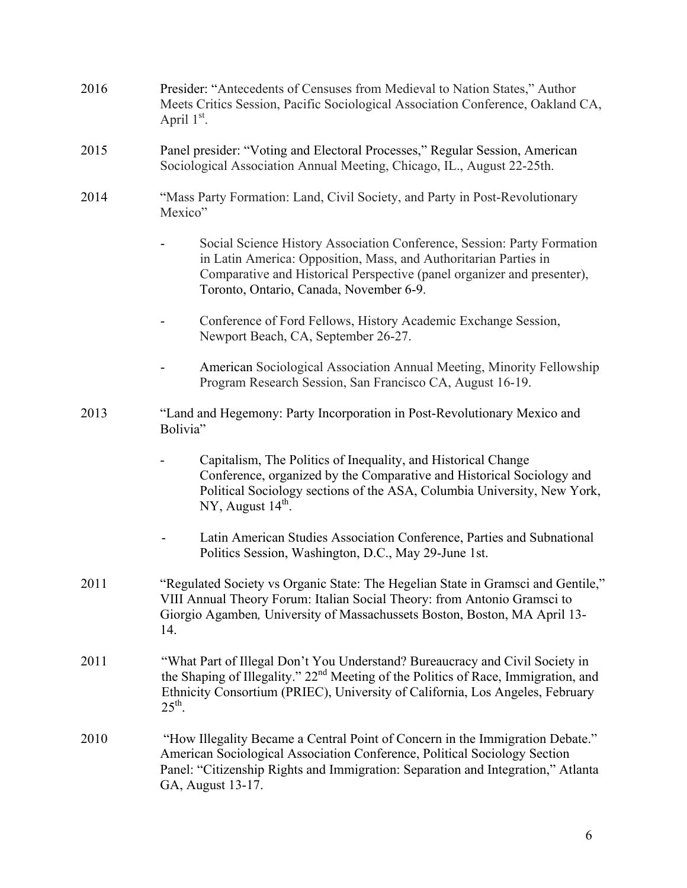2016 Presider: "Antecedents of Censuses from Medieval to Nation States," Author Meets Critics Session, Pacific Sociological Association Conference, Oakland CA, April 1st.

2015 Panel presider: "Voting and Electoral Processes," Regular Session, American Sociological Association Annual Meeting, Chicago, IL., August 22-25th.

2014 "Mass Party Formation: Land, Civil Society, and Party in Post-Revolutionary Mexico"

- Social Science History Association Conference, Session: Party Formation in Latin America: Opposition, Mass, and Authoritarian Parties in Comparative and Historical Perspective (panel organizer and presenter), Toronto, Ontario, Canada, November 6-9.
- Conference of Ford Fellows, History Academic Exchange Session, Newport Beach, CA, September 26-27.
- American Sociological Association Annual Meeting, Minority Fellowship Program Research Session, San Francisco CA, August 16-19.

2013 "Land and Hegemony: Party Incorporation in Post-Revolutionary Mexico and Bolivia"

- Capitalism, The Politics of Inequality, and Historical Change Conference, organized by the Comparative and Historical Sociology and Political Sociology sections of the ASA, Columbia University, New York, NY, August 14th.
- Latin American Studies Association Conference, Parties and Subnational Politics Session, Washington, D.C., May 29-June 1st.

2011 "Regulated Society vs Organic State: The Hegelian State in Gramsci and Gentile," VIII Annual Theory Forum: Italian Social Theory: from Antonio Gramsci to Giorgio Agamben*,* University of Massachussets Boston, Boston, MA April 13-14.

2011 "What Part of Illegal Don't You Understand? Bureaucracy and Civil Society in the Shaping of Illegality." 22nd Meeting of the Politics of Race, Immigration, and Ethnicity Consortium (PRIEC), University of California, Los Angeles, February 25th.

2010 "How Illegality Became a Central Point of Concern in the Immigration Debate." American Sociological Association Conference, Political Sociology Section Panel: "Citizenship Rights and Immigration: Separation and Integration," Atlanta GA, August 13-17.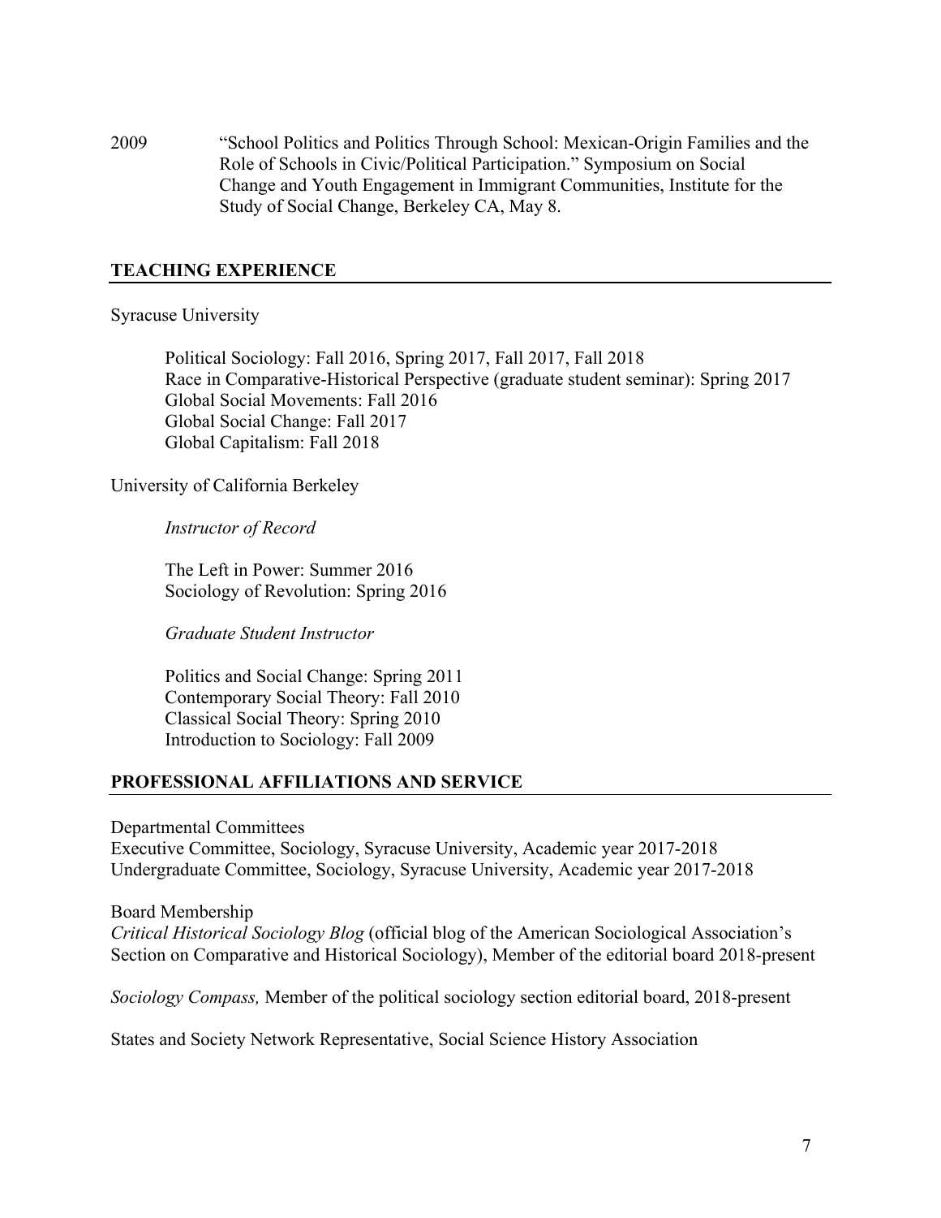2009 "School Politics and Politics Through School: Mexican-Origin Families and the Role of Schools in Civic/Political Participation." Symposium on Social Change and Youth Engagement in Immigrant Communities, Institute for the Study of Social Change, Berkeley CA, May 8.

## TEACHING EXPERIENCE

Syracuse University

Political Sociology: Fall 2016, Spring 2017, Fall 2017, Fall 2018
Race in Comparative-Historical Perspective (graduate student seminar): Spring 2017
Global Social Movements: Fall 2016
Global Social Change: Fall 2017
Global Capitalism: Fall 2018

University of California Berkeley

*Instructor of Record*

The Left in Power: Summer 2016
Sociology of Revolution: Spring 2016

*Graduate Student Instructor*

Politics and Social Change: Spring 2011
Contemporary Social Theory: Fall 2010
Classical Social Theory: Spring 2010
Introduction to Sociology: Fall 2009

## PROFESSIONAL AFFILIATIONS AND SERVICE

Departmental Committees
Executive Committee, Sociology, Syracuse University, Academic year 2017-2018
Undergraduate Committee, Sociology, Syracuse University, Academic year 2017-2018

Board Membership
*Critical Historical Sociology Blog* (official blog of the American Sociological Association's Section on Comparative and Historical Sociology), Member of the editorial board 2018-present

*Sociology Compass,* Member of the political sociology section editorial board, 2018-present

States and Society Network Representative, Social Science History Association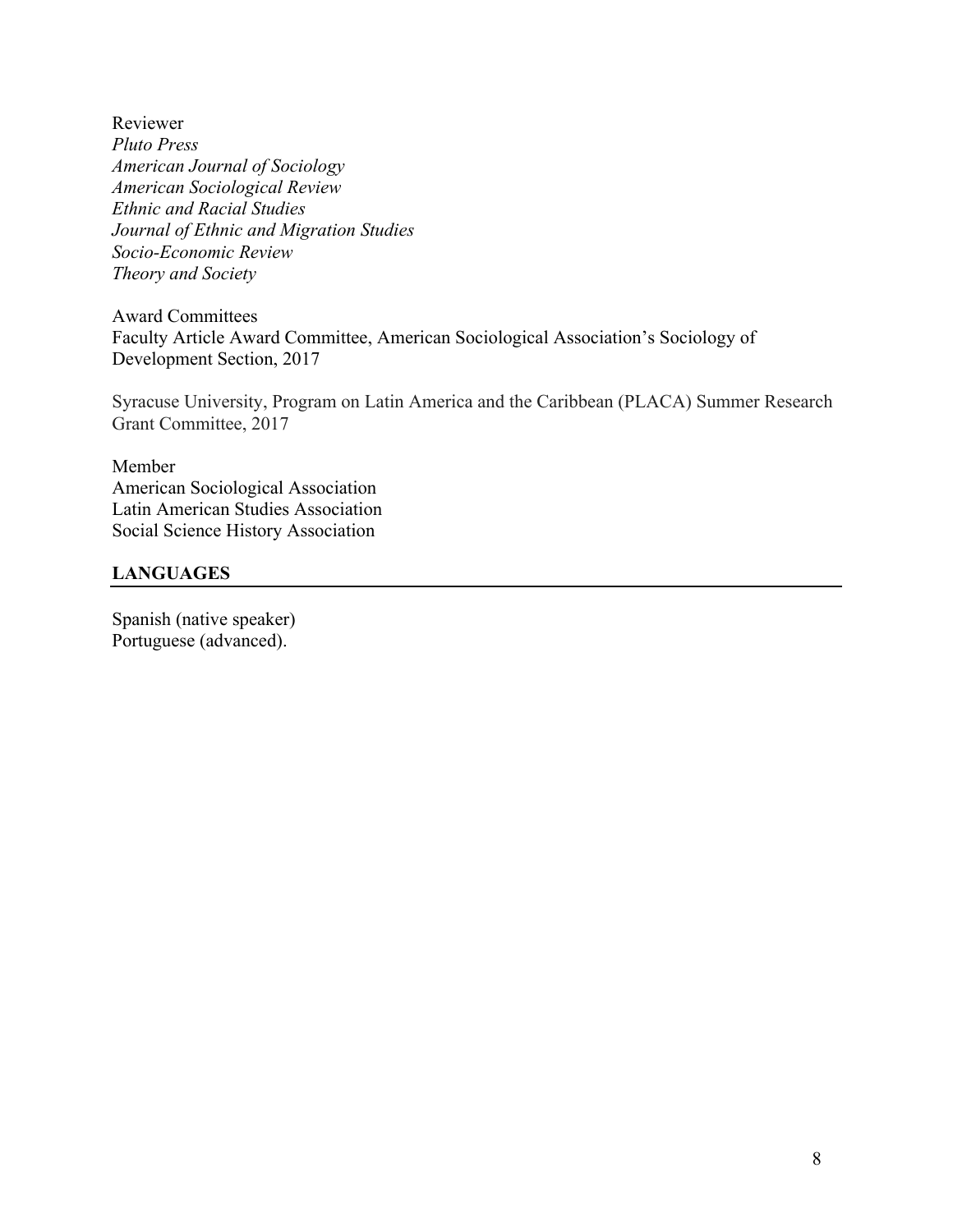Reviewer  
*Pluto Press*  
*American Journal of Sociology*  
*American Sociological Review*  
*Ethnic and Racial Studies*  
*Journal of Ethnic and Migration Studies*  
*Socio-Economic Review*  
*Theory and Society*

Award Committees  
Faculty Article Award Committee, American Sociological Association's Sociology of Development Section, 2017

Syracuse University, Program on Latin America and the Caribbean (PLACA) Summer Research Grant Committee, 2017

Member  
American Sociological Association  
Latin American Studies Association  
Social Science History Association

## LANGUAGES

Spanish (native speaker)  
Portuguese (advanced).